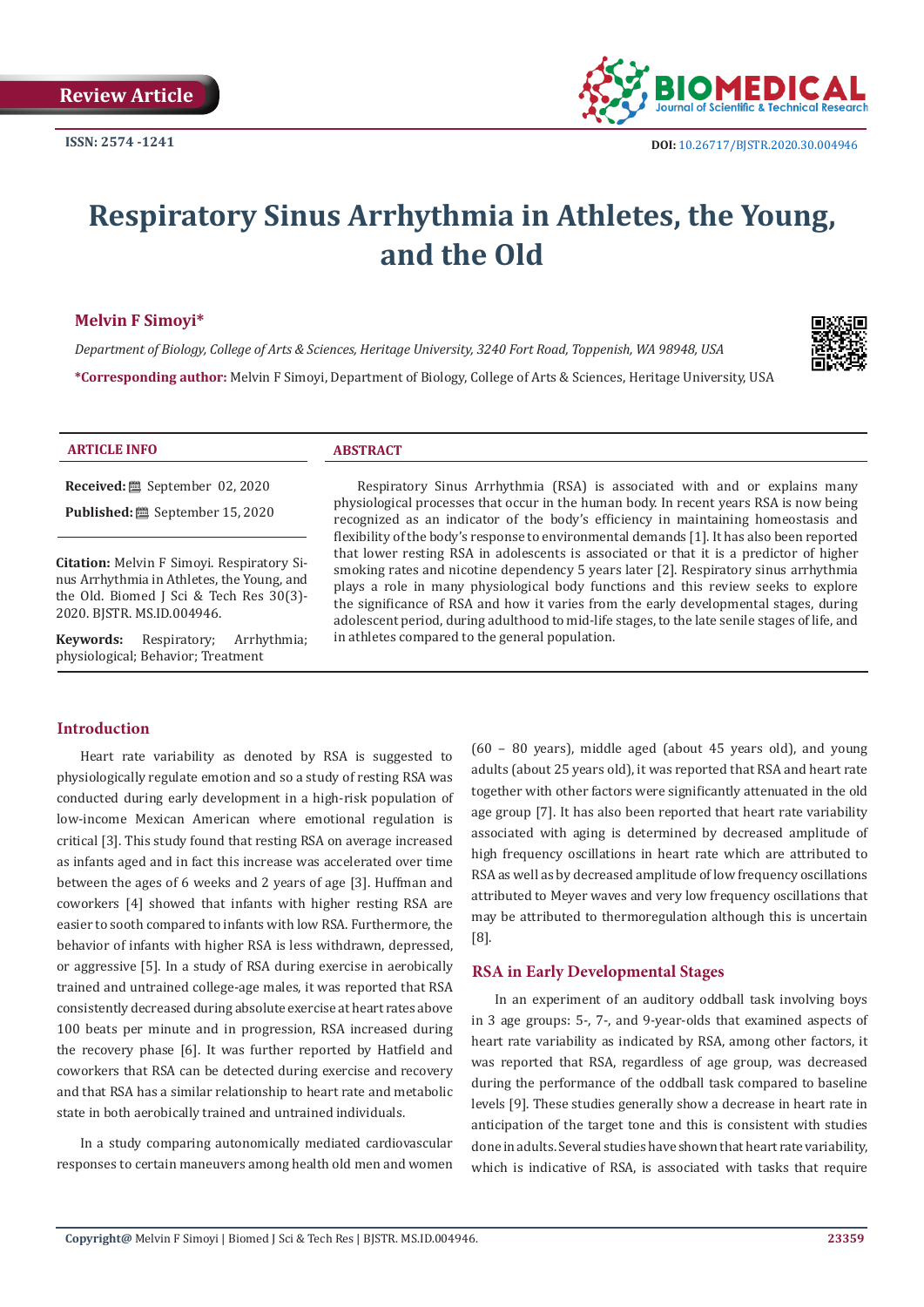Review Article

ISSN: 2574 -1241

DOI: 10.26717/BJSTR.2020.30.004946

# Respiratory Sinus Arrhythmia in Athletes, the Young, and the Old

**Melvin F Simoyi***

*Department of Biology, College of Arts & Sciences, Heritage University, 3240 Fort Road, Toppenish, WA 98948, USA*

***Corresponding author:** Melvin F Simoyi, Department of Biology, College of Arts & Sciences, Heritage University, USA

**ARTICLE INFO**

**Received:** September 02, 2020

**Published:** September 15, 2020

**Citation:** Melvin F Simoyi. Respiratory Sinus Arrhythmia in Athletes, the Young, and the Old. Biomed J Sci & Tech Res 30(3)-2020. BJSTR. MS.ID.004946.

**Keywords:** Respiratory; Arrhythmia; physiological; Behavior; Treatment

**ABSTRACT**

Respiratory Sinus Arrhythmia (RSA) is associated with and or explains many physiological processes that occur in the human body. In recent years RSA is now being recognized as an indicator of the body's efficiency in maintaining homeostasis and flexibility of the body's response to environmental demands [1]. It has also been reported that lower resting RSA in adolescents is associated or that it is a predictor of higher smoking rates and nicotine dependency 5 years later [2]. Respiratory sinus arrhythmia plays a role in many physiological body functions and this review seeks to explore the significance of RSA and how it varies from the early developmental stages, during adolescent period, during adulthood to mid-life stages, to the late senile stages of life, and in athletes compared to the general population.

## Introduction

Heart rate variability as denoted by RSA is suggested to physiologically regulate emotion and so a study of resting RSA was conducted during early development in a high-risk population of low-income Mexican American where emotional regulation is critical [3]. This study found that resting RSA on average increased as infants aged and in fact this increase was accelerated over time between the ages of 6 weeks and 2 years of age [3]. Huffman and coworkers [4] showed that infants with higher resting RSA are easier to sooth compared to infants with low RSA. Furthermore, the behavior of infants with higher RSA is less withdrawn, depressed, or aggressive [5]. In a study of RSA during exercise in aerobically trained and untrained college-age males, it was reported that RSA consistently decreased during absolute exercise at heart rates above 100 beats per minute and in progression, RSA increased during the recovery phase [6]. It was further reported by Hatfield and coworkers that RSA can be detected during exercise and recovery and that RSA has a similar relationship to heart rate and metabolic state in both aerobically trained and untrained individuals.

In a study comparing autonomically mediated cardiovascular responses to certain maneuvers among health old men and women (60 – 80 years), middle aged (about 45 years old), and young adults (about 25 years old), it was reported that RSA and heart rate together with other factors were significantly attenuated in the old age group [7]. It has also been reported that heart rate variability associated with aging is determined by decreased amplitude of high frequency oscillations in heart rate which are attributed to RSA as well as by decreased amplitude of low frequency oscillations attributed to Meyer waves and very low frequency oscillations that may be attributed to thermoregulation although this is uncertain [8].

## RSA in Early Developmental Stages

In an experiment of an auditory oddball task involving boys in 3 age groups: 5-, 7-, and 9-year-olds that examined aspects of heart rate variability as indicated by RSA, among other factors, it was reported that RSA, regardless of age group, was decreased during the performance of the oddball task compared to baseline levels [9]. These studies generally show a decrease in heart rate in anticipation of the target tone and this is consistent with studies done in adults. Several studies have shown that heart rate variability, which is indicative of RSA, is associated with tasks that require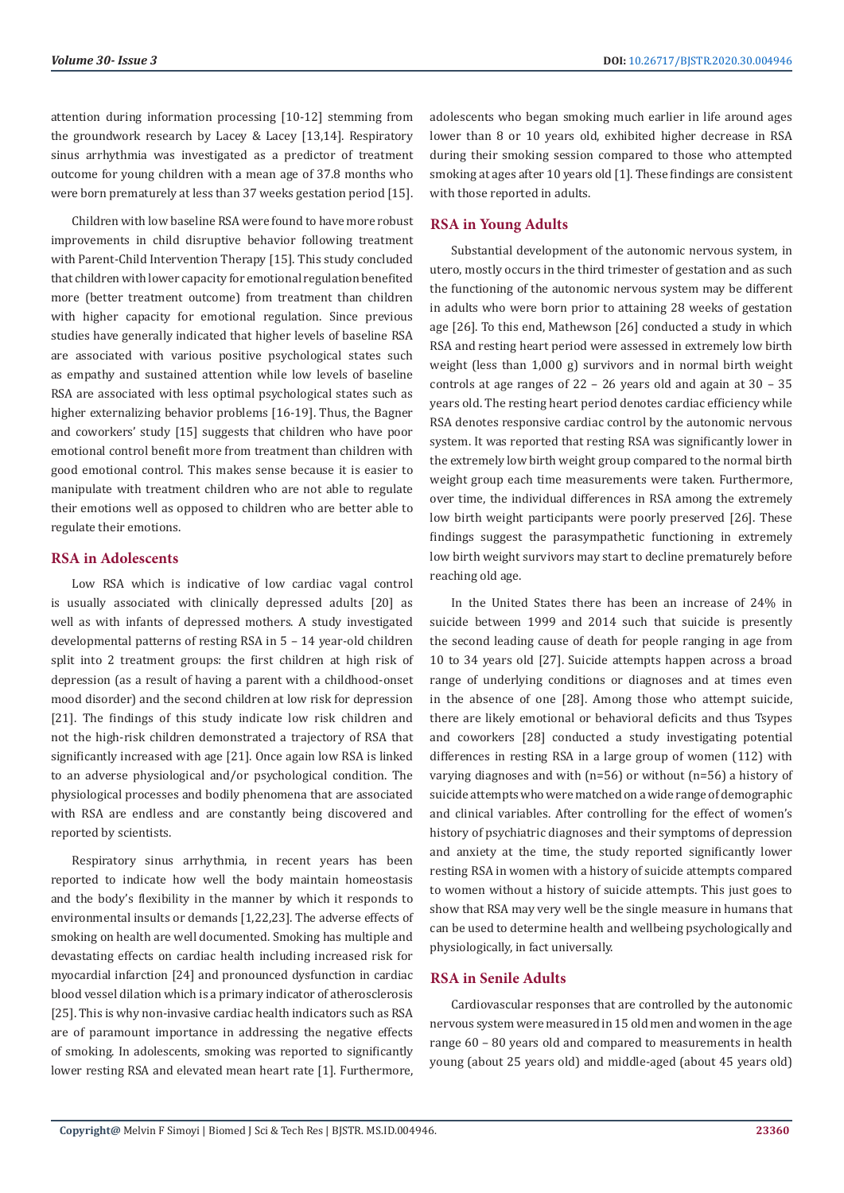attention during information processing [10-12] stemming from the groundwork research by Lacey & Lacey [13,14]. Respiratory sinus arrhythmia was investigated as a predictor of treatment outcome for young children with a mean age of 37.8 months who were born prematurely at less than 37 weeks gestation period [15].

Children with low baseline RSA were found to have more robust improvements in child disruptive behavior following treatment with Parent-Child Intervention Therapy [15]. This study concluded that children with lower capacity for emotional regulation benefited more (better treatment outcome) from treatment than children with higher capacity for emotional regulation. Since previous studies have generally indicated that higher levels of baseline RSA are associated with various positive psychological states such as empathy and sustained attention while low levels of baseline RSA are associated with less optimal psychological states such as higher externalizing behavior problems [16-19]. Thus, the Bagner and coworkers' study [15] suggests that children who have poor emotional control benefit more from treatment than children with good emotional control. This makes sense because it is easier to manipulate with treatment children who are not able to regulate their emotions well as opposed to children who are better able to regulate their emotions.

## RSA in Adolescents

Low RSA which is indicative of low cardiac vagal control is usually associated with clinically depressed adults [20] as well as with infants of depressed mothers. A study investigated developmental patterns of resting RSA in 5 – 14 year-old children split into 2 treatment groups: the first children at high risk of depression (as a result of having a parent with a childhood-onset mood disorder) and the second children at low risk for depression [21]. The findings of this study indicate low risk children and not the high-risk children demonstrated a trajectory of RSA that significantly increased with age [21]. Once again low RSA is linked to an adverse physiological and/or psychological condition. The physiological processes and bodily phenomena that are associated with RSA are endless and are constantly being discovered and reported by scientists.

Respiratory sinus arrhythmia, in recent years has been reported to indicate how well the body maintain homeostasis and the body's flexibility in the manner by which it responds to environmental insults or demands [1,22,23]. The adverse effects of smoking on health are well documented. Smoking has multiple and devastating effects on cardiac health including increased risk for myocardial infarction [24] and pronounced dysfunction in cardiac blood vessel dilation which is a primary indicator of atherosclerosis [25]. This is why non-invasive cardiac health indicators such as RSA are of paramount importance in addressing the negative effects of smoking. In adolescents, smoking was reported to significantly lower resting RSA and elevated mean heart rate [1]. Furthermore, adolescents who began smoking much earlier in life around ages lower than 8 or 10 years old, exhibited higher decrease in RSA during their smoking session compared to those who attempted smoking at ages after 10 years old [1]. These findings are consistent with those reported in adults.

## RSA in Young Adults

Substantial development of the autonomic nervous system, in utero, mostly occurs in the third trimester of gestation and as such the functioning of the autonomic nervous system may be different in adults who were born prior to attaining 28 weeks of gestation age [26]. To this end, Mathewson [26] conducted a study in which RSA and resting heart period were assessed in extremely low birth weight (less than 1,000 g) survivors and in normal birth weight controls at age ranges of 22 – 26 years old and again at 30 – 35 years old. The resting heart period denotes cardiac efficiency while RSA denotes responsive cardiac control by the autonomic nervous system. It was reported that resting RSA was significantly lower in the extremely low birth weight group compared to the normal birth weight group each time measurements were taken. Furthermore, over time, the individual differences in RSA among the extremely low birth weight participants were poorly preserved [26]. These findings suggest the parasympathetic functioning in extremely low birth weight survivors may start to decline prematurely before reaching old age.

In the United States there has been an increase of 24% in suicide between 1999 and 2014 such that suicide is presently the second leading cause of death for people ranging in age from 10 to 34 years old [27]. Suicide attempts happen across a broad range of underlying conditions or diagnoses and at times even in the absence of one [28]. Among those who attempt suicide, there are likely emotional or behavioral deficits and thus Tsypes and coworkers [28] conducted a study investigating potential differences in resting RSA in a large group of women (112) with varying diagnoses and with (n=56) or without (n=56) a history of suicide attempts who were matched on a wide range of demographic and clinical variables. After controlling for the effect of women's history of psychiatric diagnoses and their symptoms of depression and anxiety at the time, the study reported significantly lower resting RSA in women with a history of suicide attempts compared to women without a history of suicide attempts. This just goes to show that RSA may very well be the single measure in humans that can be used to determine health and wellbeing psychologically and physiologically, in fact universally.

## RSA in Senile Adults

Cardiovascular responses that are controlled by the autonomic nervous system were measured in 15 old men and women in the age range 60 – 80 years old and compared to measurements in health young (about 25 years old) and middle-aged (about 45 years old)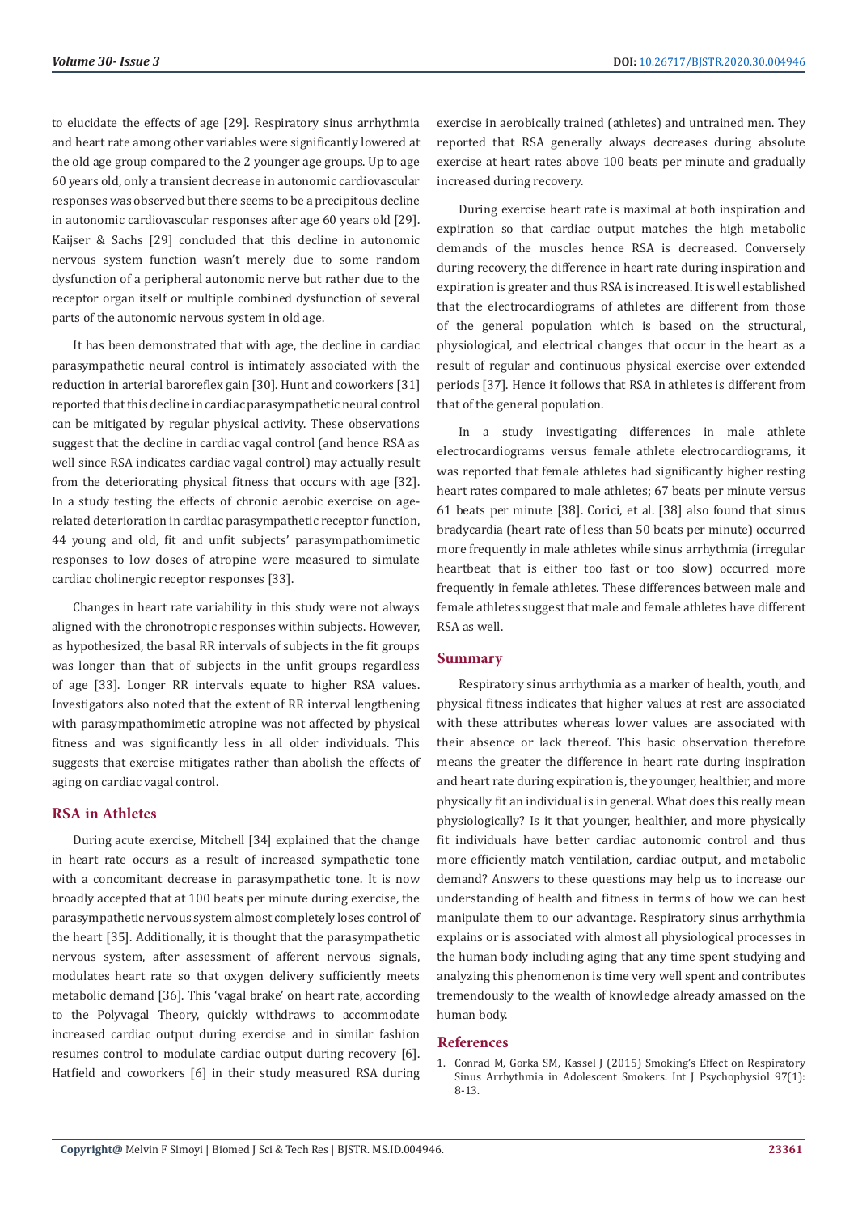to elucidate the effects of age [29]. Respiratory sinus arrhythmia and heart rate among other variables were significantly lowered at the old age group compared to the 2 younger age groups. Up to age 60 years old, only a transient decrease in autonomic cardiovascular responses was observed but there seems to be a precipitous decline in autonomic cardiovascular responses after age 60 years old [29]. Kaijser & Sachs [29] concluded that this decline in autonomic nervous system function wasn't merely due to some random dysfunction of a peripheral autonomic nerve but rather due to the receptor organ itself or multiple combined dysfunction of several parts of the autonomic nervous system in old age.

It has been demonstrated that with age, the decline in cardiac parasympathetic neural control is intimately associated with the reduction in arterial baroreflex gain [30]. Hunt and coworkers [31] reported that this decline in cardiac parasympathetic neural control can be mitigated by regular physical activity. These observations suggest that the decline in cardiac vagal control (and hence RSA as well since RSA indicates cardiac vagal control) may actually result from the deteriorating physical fitness that occurs with age [32]. In a study testing the effects of chronic aerobic exercise on age-related deterioration in cardiac parasympathetic receptor function, 44 young and old, fit and unfit subjects' parasympathomimetic responses to low doses of atropine were measured to simulate cardiac cholinergic receptor responses [33].

Changes in heart rate variability in this study were not always aligned with the chronotropic responses within subjects. However, as hypothesized, the basal RR intervals of subjects in the fit groups was longer than that of subjects in the unfit groups regardless of age [33]. Longer RR intervals equate to higher RSA values. Investigators also noted that the extent of RR interval lengthening with parasympathomimetic atropine was not affected by physical fitness and was significantly less in all older individuals. This suggests that exercise mitigates rather than abolish the effects of aging on cardiac vagal control.

## RSA in Athletes

During acute exercise, Mitchell [34] explained that the change in heart rate occurs as a result of increased sympathetic tone with a concomitant decrease in parasympathetic tone. It is now broadly accepted that at 100 beats per minute during exercise, the parasympathetic nervous system almost completely loses control of the heart [35]. Additionally, it is thought that the parasympathetic nervous system, after assessment of afferent nervous signals, modulates heart rate so that oxygen delivery sufficiently meets metabolic demand [36]. This 'vagal brake' on heart rate, according to the Polyvagal Theory, quickly withdraws to accommodate increased cardiac output during exercise and in similar fashion resumes control to modulate cardiac output during recovery [6]. Hatfield and coworkers [6] in their study measured RSA during exercise in aerobically trained (athletes) and untrained men. They reported that RSA generally always decreases during absolute exercise at heart rates above 100 beats per minute and gradually increased during recovery.

During exercise heart rate is maximal at both inspiration and expiration so that cardiac output matches the high metabolic demands of the muscles hence RSA is decreased. Conversely during recovery, the difference in heart rate during inspiration and expiration is greater and thus RSA is increased. It is well established that the electrocardiograms of athletes are different from those of the general population which is based on the structural, physiological, and electrical changes that occur in the heart as a result of regular and continuous physical exercise over extended periods [37]. Hence it follows that RSA in athletes is different from that of the general population.

In a study investigating differences in male athlete electrocardiograms versus female athlete electrocardiograms, it was reported that female athletes had significantly higher resting heart rates compared to male athletes; 67 beats per minute versus 61 beats per minute [38]. Corici, et al. [38] also found that sinus bradycardia (heart rate of less than 50 beats per minute) occurred more frequently in male athletes while sinus arrhythmia (irregular heartbeat that is either too fast or too slow) occurred more frequently in female athletes. These differences between male and female athletes suggest that male and female athletes have different RSA as well.

## Summary

Respiratory sinus arrhythmia as a marker of health, youth, and physical fitness indicates that higher values at rest are associated with these attributes whereas lower values are associated with their absence or lack thereof. This basic observation therefore means the greater the difference in heart rate during inspiration and heart rate during expiration is, the younger, healthier, and more physically fit an individual is in general. What does this really mean physiologically? Is it that younger, healthier, and more physically fit individuals have better cardiac autonomic control and thus more efficiently match ventilation, cardiac output, and metabolic demand? Answers to these questions may help us to increase our understanding of health and fitness in terms of how we can best manipulate them to our advantage. Respiratory sinus arrhythmia explains or is associated with almost all physiological processes in the human body including aging that any time spent studying and analyzing this phenomenon is time very well spent and contributes tremendously to the wealth of knowledge already amassed on the human body.

## References

1. Conrad M, Gorka SM, Kassel J (2015) Smoking's Effect on Respiratory Sinus Arrhythmia in Adolescent Smokers. Int J Psychophysiol 97(1): 8-13.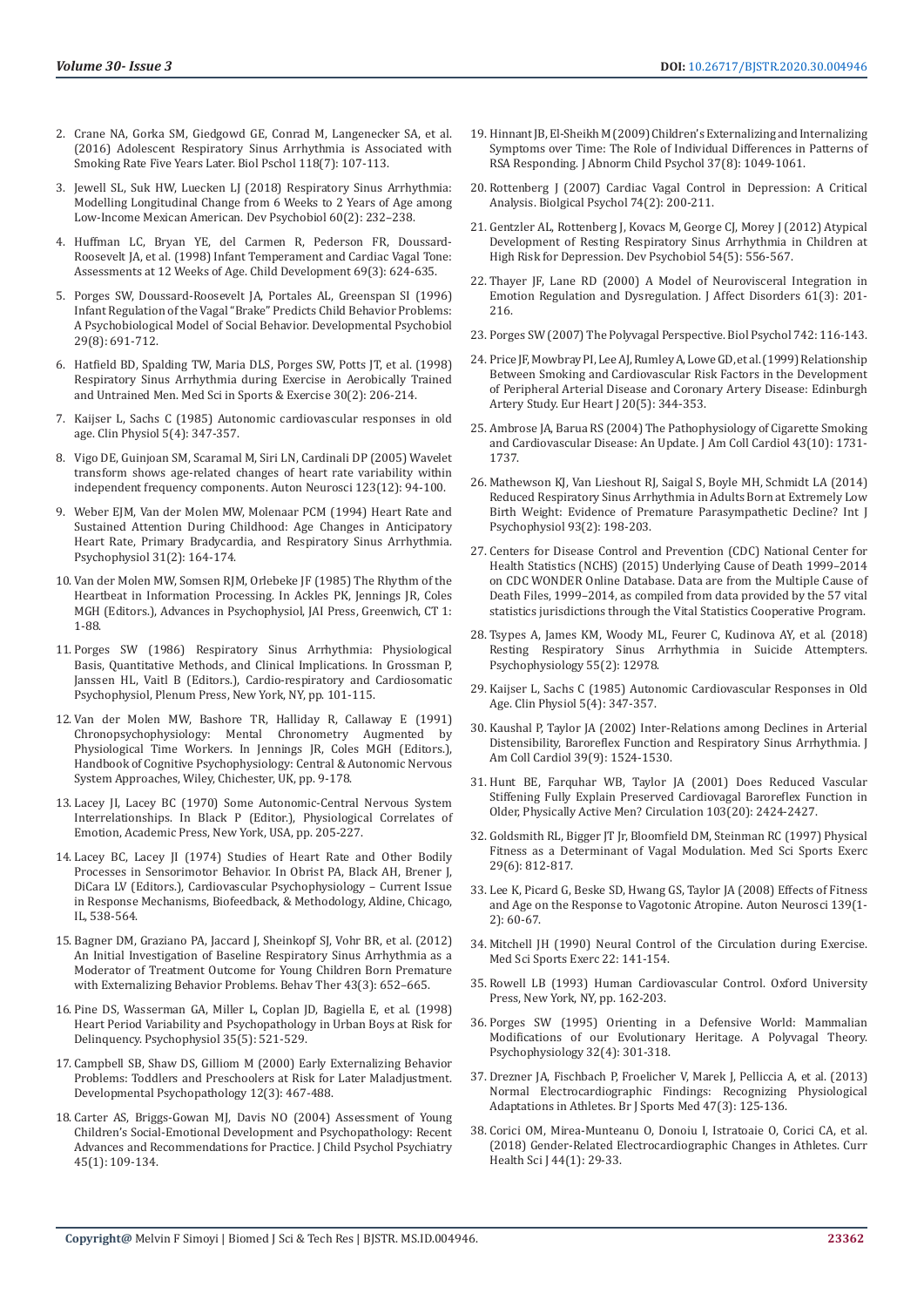2. Crane NA, Gorka SM, Giedgowd GE, Conrad M, Langenecker SA, et al. (2016) Adolescent Respiratory Sinus Arrhythmia is Associated with Smoking Rate Five Years Later. Biol Pschol 118(7): 107-113.
3. Jewell SL, Suk HW, Luecken LJ (2018) Respiratory Sinus Arrhythmia: Modelling Longitudinal Change from 6 Weeks to 2 Years of Age among Low-Income Mexican American. Dev Psychobiol 60(2): 232–238.
4. Huffman LC, Bryan YE, del Carmen R, Pederson FR, Doussard-Roosevelt JA, et al. (1998) Infant Temperament and Cardiac Vagal Tone: Assessments at 12 Weeks of Age. Child Development 69(3): 624-635.
5. Porges SW, Doussard-Roosevelt JA, Portales AL, Greenspan SI (1996) Infant Regulation of the Vagal "Brake" Predicts Child Behavior Problems: A Psychobiological Model of Social Behavior. Developmental Psychobiol 29(8): 691-712.
6. Hatfield BD, Spalding TW, Maria DLS, Porges SW, Potts JT, et al. (1998) Respiratory Sinus Arrhythmia during Exercise in Aerobically Trained and Untrained Men. Med Sci in Sports & Exercise 30(2): 206-214.
7. Kaijser L, Sachs C (1985) Autonomic cardiovascular responses in old age. Clin Physiol 5(4): 347-357.
8. Vigo DE, Guinjoan SM, Scaramal M, Siri LN, Cardinali DP (2005) Wavelet transform shows age-related changes of heart rate variability within independent frequency components. Auton Neurosci 123(12): 94-100.
9. Weber EJM, Van der Molen MW, Molenaar PCM (1994) Heart Rate and Sustained Attention During Childhood: Age Changes in Anticipatory Heart Rate, Primary Bradycardia, and Respiratory Sinus Arrhythmia. Psychophysiol 31(2): 164-174.
10. Van der Molen MW, Somsen RJM, Orlebeke JF (1985) The Rhythm of the Heartbeat in Information Processing. In Ackles PK, Jennings JR, Coles MGH (Editors.), Advances in Psychophysiol, JAI Press, Greenwich, CT 1: 1-88.
11. Porges SW (1986) Respiratory Sinus Arrhythmia: Physiological Basis, Quantitative Methods, and Clinical Implications. In Grossman P, Janssen HL, Vaitl B (Editors.), Cardio-respiratory and Cardiosomatic Psychophysiol, Plenum Press, New York, NY, pp. 101-115.
12. Van der Molen MW, Bashore TR, Halliday R, Callaway E (1991) Chronopsychophysiology: Mental Chronometry Augmented by Physiological Time Workers. In Jennings JR, Coles MGH (Editors.), Handbook of Cognitive Psychophysiology: Central & Autonomic Nervous System Approaches, Wiley, Chichester, UK, pp. 9-178.
13. Lacey JI, Lacey BC (1970) Some Autonomic-Central Nervous System Interrelationships. In Black P (Editor.), Physiological Correlates of Emotion, Academic Press, New York, USA, pp. 205-227.
14. Lacey BC, Lacey JI (1974) Studies of Heart Rate and Other Bodily Processes in Sensorimotor Behavior. In Obrist PA, Black AH, Brener J, DiCara LV (Editors.), Cardiovascular Psychophysiology – Current Issue in Response Mechanisms, Biofeedback, & Methodology, Aldine, Chicago, IL, 538-564.
15. Bagner DM, Graziano PA, Jaccard J, Sheinkopf SJ, Vohr BR, et al. (2012) An Initial Investigation of Baseline Respiratory Sinus Arrhythmia as a Moderator of Treatment Outcome for Young Children Born Premature with Externalizing Behavior Problems. Behav Ther 43(3): 652–665.
16. Pine DS, Wasserman GA, Miller L, Coplan JD, Bagiella E, et al. (1998) Heart Period Variability and Psychopathology in Urban Boys at Risk for Delinquency. Psychophysiol 35(5): 521-529.
17. Campbell SB, Shaw DS, Gilliom M (2000) Early Externalizing Behavior Problems: Toddlers and Preschoolers at Risk for Later Maladjustment. Developmental Psychopathology 12(3): 467-488.
18. Carter AS, Briggs-Gowan MJ, Davis NO (2004) Assessment of Young Children's Social-Emotional Development and Psychopathology: Recent Advances and Recommendations for Practice. J Child Psychol Psychiatry 45(1): 109-134.
19. Hinnant JB, El-Sheikh M (2009) Children's Externalizing and Internalizing Symptoms over Time: The Role of Individual Differences in Patterns of RSA Responding. J Abnorm Child Psychol 37(8): 1049-1061.
20. Rottenberg J (2007) Cardiac Vagal Control in Depression: A Critical Analysis. Biolgical Psychol 74(2): 200-211.
21. Gentzler AL, Rottenberg J, Kovacs M, George CJ, Morey J (2012) Atypical Development of Resting Respiratory Sinus Arrhythmia in Children at High Risk for Depression. Dev Psychobiol 54(5): 556-567.
22. Thayer JF, Lane RD (2000) A Model of Neurovisceral Integration in Emotion Regulation and Dysregulation. J Affect Disorders 61(3): 201-216.
23. Porges SW (2007) The Polyvagal Perspective. Biol Psychol 742: 116-143.
24. Price JF, Mowbray PI, Lee AJ, Rumley A, Lowe GD, et al. (1999) Relationship Between Smoking and Cardiovascular Risk Factors in the Development of Peripheral Arterial Disease and Coronary Artery Disease: Edinburgh Artery Study. Eur Heart J 20(5): 344-353.
25. Ambrose JA, Barua RS (2004) The Pathophysiology of Cigarette Smoking and Cardiovascular Disease: An Update. J Am Coll Cardiol 43(10): 1731-1737.
26. Mathewson KJ, Van Lieshout RJ, Saigal S, Boyle MH, Schmidt LA (2014) Reduced Respiratory Sinus Arrhythmia in Adults Born at Extremely Low Birth Weight: Evidence of Premature Parasympathetic Decline? Int J Psychophysiol 93(2): 198-203.
27. Centers for Disease Control and Prevention (CDC) National Center for Health Statistics (NCHS) (2015) Underlying Cause of Death 1999–2014 on CDC WONDER Online Database. Data are from the Multiple Cause of Death Files, 1999–2014, as compiled from data provided by the 57 vital statistics jurisdictions through the Vital Statistics Cooperative Program.
28. Tsypes A, James KM, Woody ML, Feurer C, Kudinova AY, et al. (2018) Resting Respiratory Sinus Arrhythmia in Suicide Attempters. Psychophysiology 55(2): 12978.
29. Kaijser L, Sachs C (1985) Autonomic Cardiovascular Responses in Old Age. Clin Physiol 5(4): 347-357.
30. Kaushal P, Taylor JA (2002) Inter-Relations among Declines in Arterial Distensibility, Baroreflex Function and Respiratory Sinus Arrhythmia. J Am Coll Cardiol 39(9): 1524-1530.
31. Hunt BE, Farquhar WB, Taylor JA (2001) Does Reduced Vascular Stiffening Fully Explain Preserved Cardiovagal Baroreflex Function in Older, Physically Active Men? Circulation 103(20): 2424-2427.
32. Goldsmith RL, Bigger JT Jr, Bloomfield DM, Steinman RC (1997) Physical Fitness as a Determinant of Vagal Modulation. Med Sci Sports Exerc 29(6): 812-817.
33. Lee K, Picard G, Beske SD, Hwang GS, Taylor JA (2008) Effects of Fitness and Age on the Response to Vagotonic Atropine. Auton Neurosci 139(1-2): 60-67.
34. Mitchell JH (1990) Neural Control of the Circulation during Exercise. Med Sci Sports Exerc 22: 141-154.
35. Rowell LB (1993) Human Cardiovascular Control. Oxford University Press, New York, NY, pp. 162-203.
36. Porges SW (1995) Orienting in a Defensive World: Mammalian Modifications of our Evolutionary Heritage. A Polyvagal Theory. Psychophysiology 32(4): 301-318.
37. Drezner JA, Fischbach P, Froelicher V, Marek J, Pelliccia A, et al. (2013) Normal Electrocardiographic Findings: Recognizing Physiological Adaptations in Athletes. Br J Sports Med 47(3): 125-136.
38. Corici OM, Mirea-Munteanu O, Donoiu I, Istratoaie O, Corici CA, et al. (2018) Gender-Related Electrocardiographic Changes in Athletes. Curr Health Sci J 44(1): 29-33.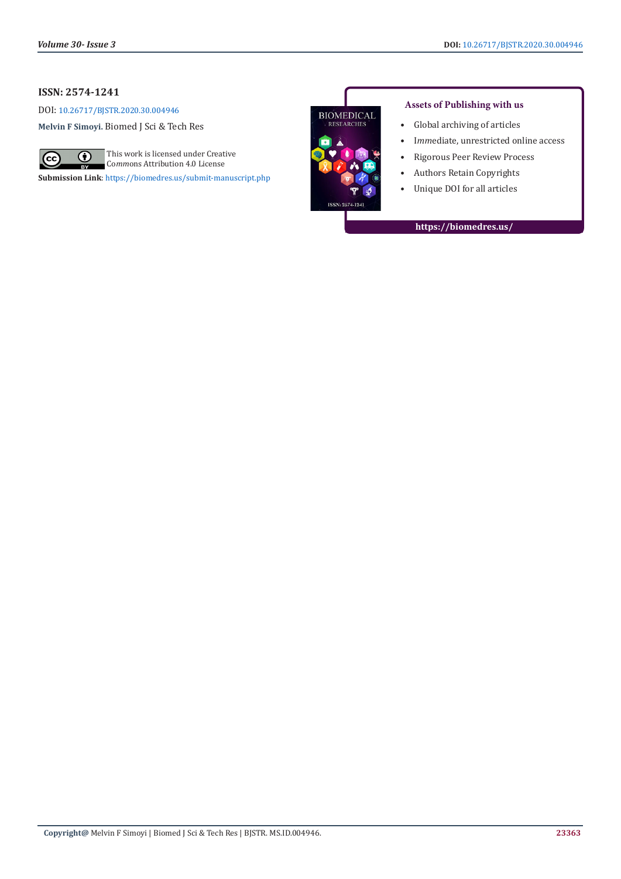**ISSN: 2574-1241**

DOI: 10.26717/BJSTR.2020.30.004946

**Melvin F Simoyi.** Biomed J Sci & Tech Res

This work is licensed under Creative Commons Attribution 4.0 License

**Submission Link**: https://biomedres.us/submit-manuscript.php

### Assets of Publishing with us

- Global archiving of articles
- Immediate, unrestricted online access
- Rigorous Peer Review Process
- Authors Retain Copyrights
- Unique DOI for all articles

**https://biomedres.us/**